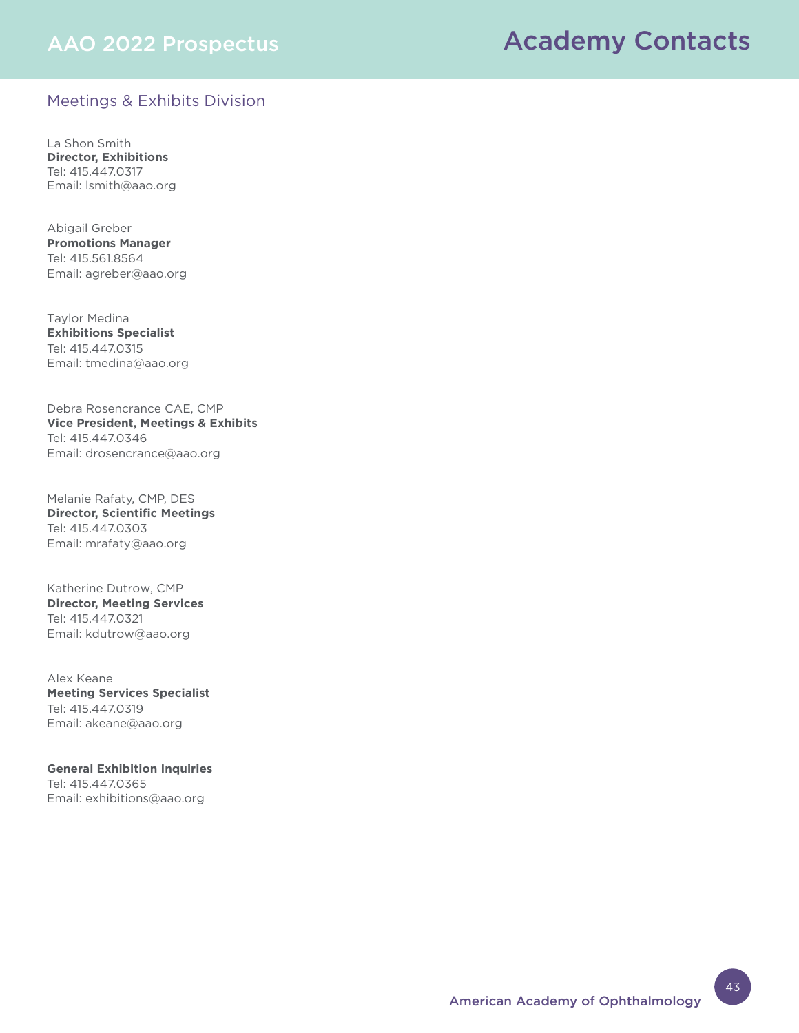# Academy Contacts

## Meetings & Exhibits Division

La Shon Smith
**Director, Exhibitions**
Tel: 415.447.0317
Email: lsmith@aao.org

Abigail Greber
**Promotions Manager**
Tel: 415.561.8564
Email: agreber@aao.org

Taylor Medina
**Exhibitions Specialist**
Tel: 415.447.0315
Email: tmedina@aao.org

Debra Rosencrance CAE, CMP
**Vice President, Meetings & Exhibits**
Tel: 415.447.0346
Email: drosencrance@aao.org

Melanie Rafaty, CMP, DES
**Director, Scientific Meetings**
Tel: 415.447.0303
Email: mrafaty@aao.org

Katherine Dutrow, CMP
**Director, Meeting Services**
Tel: 415.447.0321
Email: kdutrow@aao.org

Alex Keane
**Meeting Services Specialist**
Tel: 415.447.0319
Email: akeane@aao.org

**General Exhibition Inquiries**
Tel: 415.447.0365
Email: exhibitions@aao.org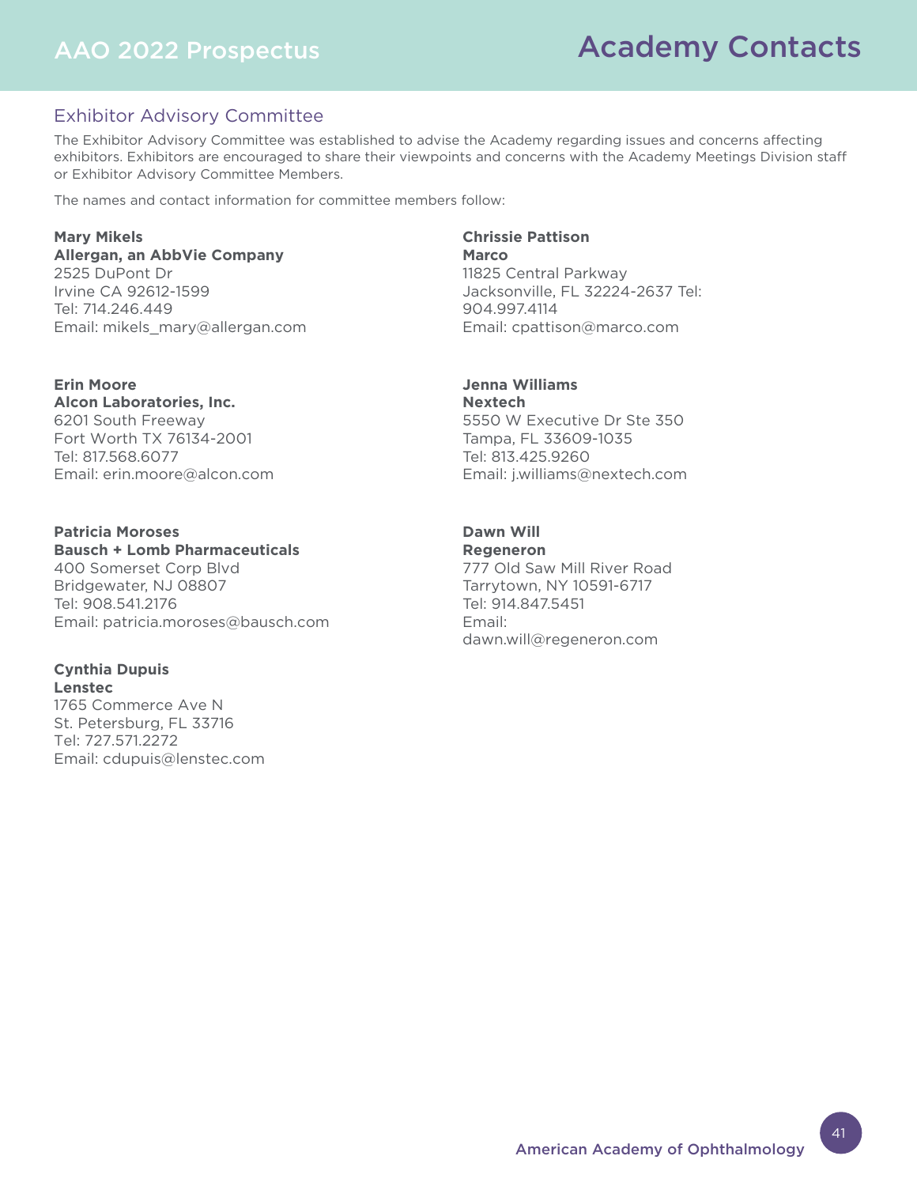## Exhibitor Advisory Committee

The Exhibitor Advisory Committee was established to advise the Academy regarding issues and concerns affecting exhibitors. Exhibitors are encouraged to share their viewpoints and concerns with the Academy Meetings Division staff or Exhibitor Advisory Committee Members.

The names and contact information for committee members follow:

**Mary Mikels**
**Allergan, an AbbVie Company**
2525 DuPont Dr
Irvine CA 92612-1599
Tel: 714.246.449
Email: mikels_mary@allergan.com

**Erin Moore**
**Alcon Laboratories, Inc.**
6201 South Freeway
Fort Worth TX 76134-2001
Tel: 817.568.6077
Email: erin.moore@alcon.com

**Patricia Moroses**
**Bausch + Lomb Pharmaceuticals**
400 Somerset Corp Blvd
Bridgewater, NJ 08807
Tel: 908.541.2176
Email: patricia.moroses@bausch.com

**Cynthia Dupuis**
**Lenstec**
1765 Commerce Ave N
St. Petersburg, FL 33716
Tel: 727.571.2272
Email: cdupuis@lenstec.com

**Chrissie Pattison**
**Marco**
11825 Central Parkway
Jacksonville, FL 32224-2637 Tel:
904.997.4114
Email: cpattison@marco.com

**Jenna Williams**
**Nextech**
5550 W Executive Dr Ste 350
Tampa, FL 33609-1035
Tel: 813.425.9260
Email: j.williams@nextech.com

**Dawn Will**
**Regeneron**
777 Old Saw Mill River Road
Tarrytown, NY 10591-6717
Tel: 914.847.5451
Email:
dawn.will@regeneron.com